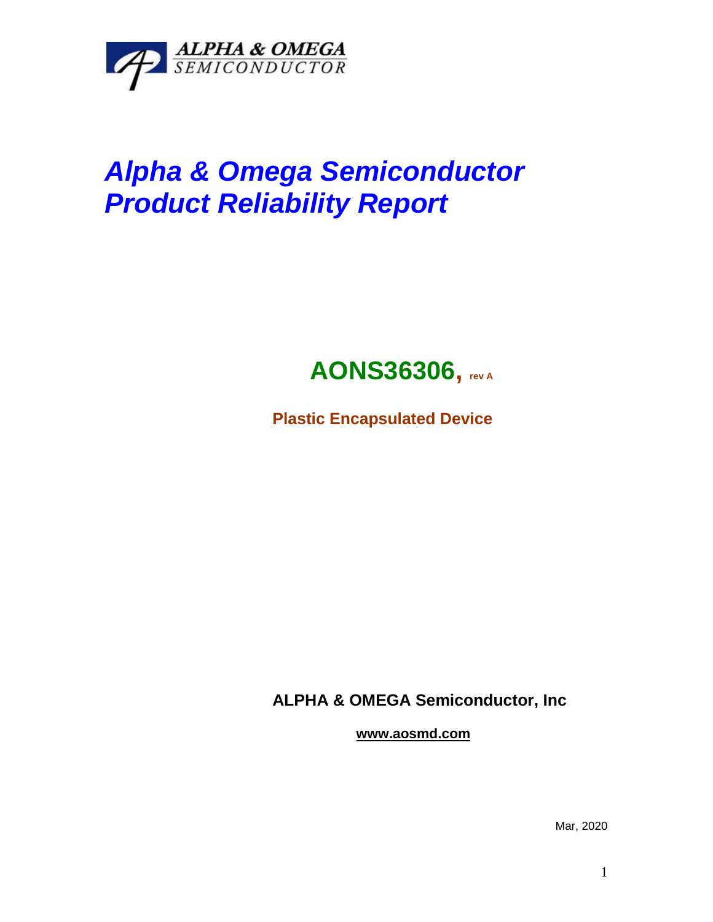ALPHA & OMEGA
SEMICONDUCTOR

# *Alpha & Omega Semiconductor Product Reliability Report*

## **AONS36306, rev A**

**Plastic Encapsulated Device**

**ALPHA & OMEGA Semiconductor, Inc**

**www.aosmd.com**

Mar, 2020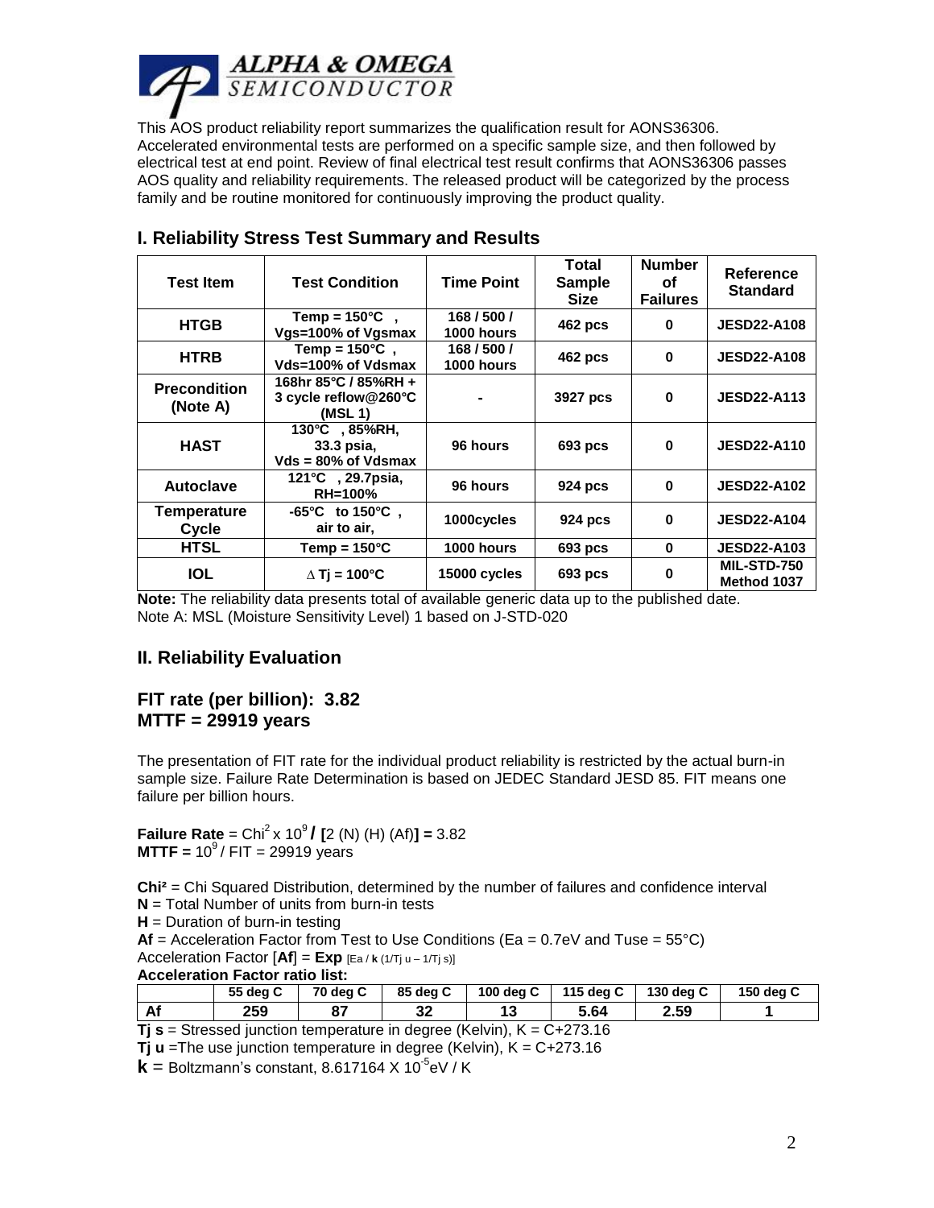**ALPHA & OMEGA SEMICONDUCTOR**

This AOS product reliability report summarizes the qualification result for AONS36306. Accelerated environmental tests are performed on a specific sample size, and then followed by electrical test at end point. Review of final electrical test result confirms that AONS36306 passes AOS quality and reliability requirements. The released product will be categorized by the process family and be routine monitored for continuously improving the product quality.

## I. Reliability Stress Test Summary and Results

| Test Item | Test Condition | Time Point | Total Sample Size | Number of Failures | Reference Standard |
|---|---|---|---|---|---|
| HTGB | Temp = 150°C , Vgs=100% of Vgsmax | 168 / 500 / 1000 hours | 462 pcs | 0 | JESD22-A108 |
| HTRB | Temp = 150°C , Vds=100% of Vdsmax | 168 / 500 / 1000 hours | 462 pcs | 0 | JESD22-A108 |
| Precondition (Note A) | 168hr 85°C / 85%RH + 3 cycle reflow@260°C (MSL 1) | - | 3927 pcs | 0 | JESD22-A113 |
| HAST | 130°C , 85%RH, 33.3 psia, Vds = 80% of Vdsmax | 96 hours | 693 pcs | 0 | JESD22-A110 |
| Autoclave | 121°C , 29.7psia, RH=100% | 96 hours | 924 pcs | 0 | JESD22-A102 |
| Temperature Cycle | -65°C to 150°C , air to air, | 1000cycles | 924 pcs | 0 | JESD22-A104 |
| HTSL | Temp = 150°C | 1000 hours | 693 pcs | 0 | JESD22-A103 |
| IOL | $\Delta$ Tj = 100°C | 15000 cycles | 693 pcs | 0 | MIL-STD-750 Method 1037 |

**Note:** The reliability data presents total of available generic data up to the published date.
Note A: MSL (Moisture Sensitivity Level) 1 based on J-STD-020

## II. Reliability Evaluation

### FIT rate (per billion): 3.82
### MTTF = 29919 years

The presentation of FIT rate for the individual product reliability is restricted by the actual burn-in sample size. Failure Rate Determination is based on JEDEC Standard JESD 85. FIT means one failure per billion hours.

**Failure Rate** = $Chi^2 \times 10^9$ **/ [**2 (N) (H) (Af)**] =** 3.82
**MTTF =** $10^9$ / FIT = 29919 years

**Chi²** = Chi Squared Distribution, determined by the number of failures and confidence interval
**N** = Total Number of units from burn-in tests
**H** = Duration of burn-in testing
**Af** = Acceleration Factor from Test to Use Conditions (Ea = 0.7eV and Tuse = 55°C)
Acceleration Factor [**Af**] = **Exp** [Ea / **k** (1/Tj u – 1/Tj s)]

**Acceleration Factor ratio list:**

| | 55 deg C | 70 deg C | 85 deg C | 100 deg C | 115 deg C | 130 deg C | 150 deg C |
|---|---|---|---|---|---|---|---|
| Af | 259 | 87 | 32 | 13 | 5.64 | 2.59 | 1 |

**Tj s** = Stressed junction temperature in degree (Kelvin), K = C+273.16
**Tj u** =The use junction temperature in degree (Kelvin), K = C+273.16
**k** = Boltzmann's constant, 8.617164 X $10^{-5}$eV / K